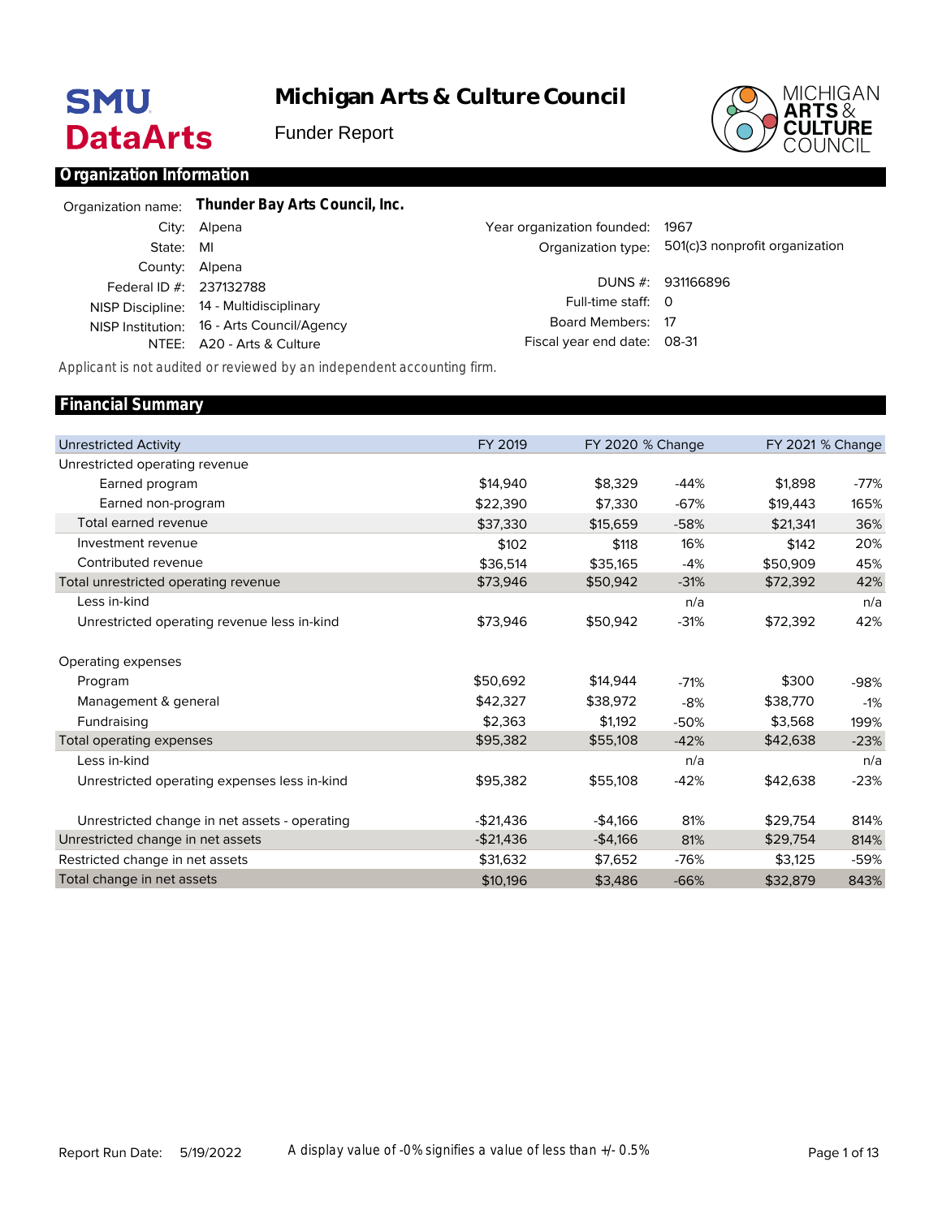# Michigan Arts & Culture Council

Funder Report

SMU DataArts

## Organization Information

| | |
|---|---|
| Organization name: | **Thunder Bay Arts Council, Inc.** |
| City: | Alpena |
| State: | MI |
| County: | Alpena |
| Federal ID #: | 237132788 |
| NISP Discipline: | 14 - Multidisciplinary |
| NISP Institution: | 16 - Arts Council/Agency |
| NTEE: | A20 - Arts & Culture |
| Year organization founded: | 1967 |
| Organization type: | 501(c)3 nonprofit organization |
| DUNS #: | 931166896 |
| Full-time staff: | 0 |
| Board Members: | 17 |
| Fiscal year end date: | 08-31 |

Applicant is not audited or reviewed by an independent accounting firm.

## Financial Summary

| Unrestricted Activity | FY 2019 | FY 2020 | % Change | FY 2021 | % Change |
|---|---|---|---|---|---|
| Unrestricted operating revenue | | | | | |
| Earned program | $14,940 | $8,329 | -44% | $1,898 | -77% |
| Earned non-program | $22,390 | $7,330 | -67% | $19,443 | 165% |
| Total earned revenue | $37,330 | $15,659 | -58% | $21,341 | 36% |
| Investment revenue | $102 | $118 | 16% | $142 | 20% |
| Contributed revenue | $36,514 | $35,165 | -4% | $50,909 | 45% |
| Total unrestricted operating revenue | $73,946 | $50,942 | -31% | $72,392 | 42% |
| Less in-kind | | | n/a | | n/a |
| Unrestricted operating revenue less in-kind | $73,946 | $50,942 | -31% | $72,392 | 42% |
| Operating expenses | | | | | |
| Program | $50,692 | $14,944 | -71% | $300 | -98% |
| Management & general | $42,327 | $38,972 | -8% | $38,770 | -1% |
| Fundraising | $2,363 | $1,192 | -50% | $3,568 | 199% |
| Total operating expenses | $95,382 | $55,108 | -42% | $42,638 | -23% |
| Less in-kind | | | n/a | | n/a |
| Unrestricted operating expenses less in-kind | $95,382 | $55,108 | -42% | $42,638 | -23% |
| Unrestricted change in net assets - operating | -$21,436 | -$4,166 | 81% | $29,754 | 814% |
| Unrestricted change in net assets | -$21,436 | -$4,166 | 81% | $29,754 | 814% |
| Restricted change in net assets | $31,632 | $7,652 | -76% | $3,125 | -59% |
| Total change in net assets | $10,196 | $3,486 | -66% | $32,879 | 843% |

Report Run Date: 5/19/2022

A display value of -0% signifies a value of less than +/- 0.5%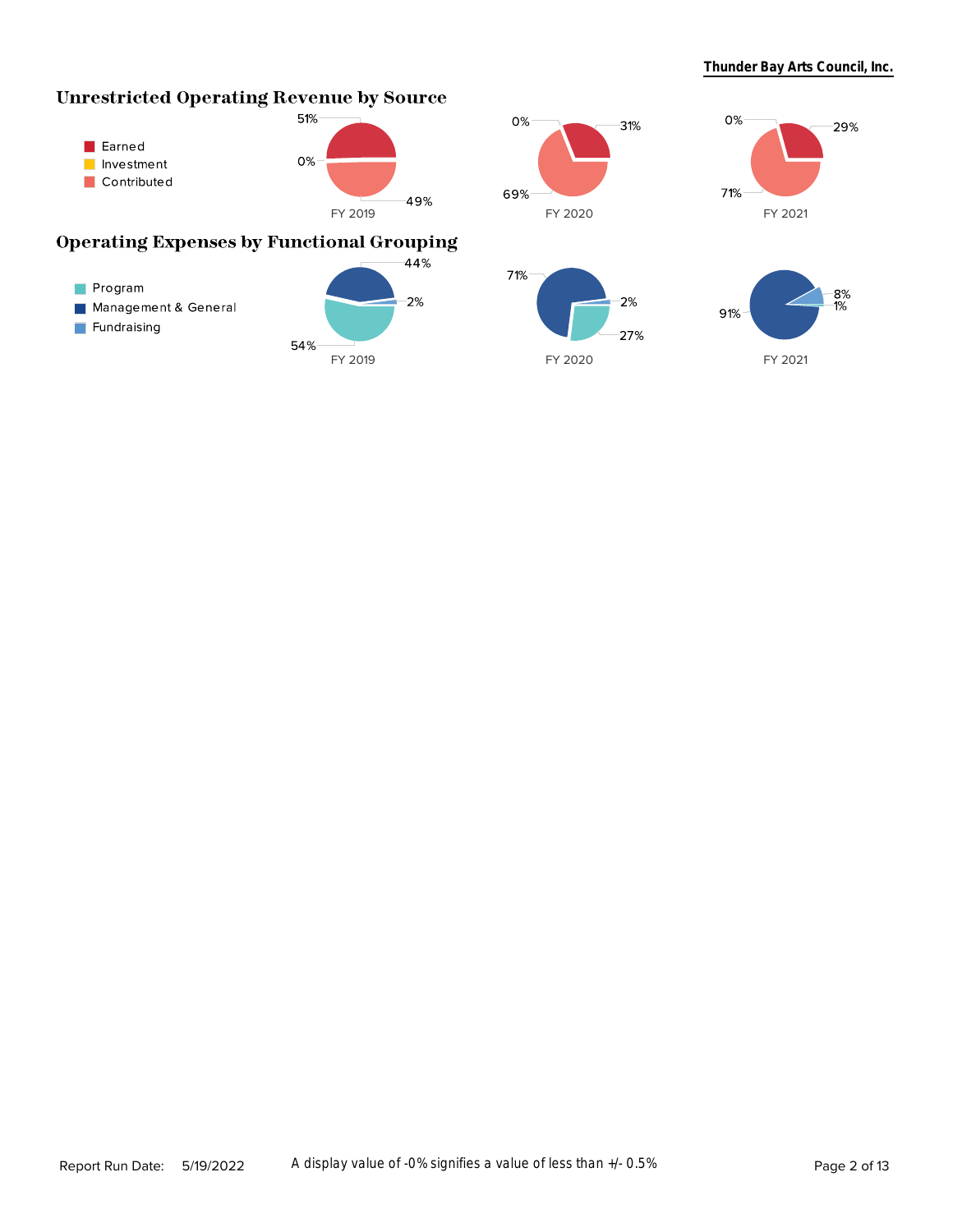## Unrestricted Operating Revenue by Source

- Earned
- Investment
- Contributed

| | FY 2019 | FY 2020 | FY 2021 |
|---|---|---|---|
| Earned | 51% | 31% | 29% |
| Investment | 0% | 0% | 0% |
| Contributed | 49% | 69% | 71% |

## Operating Expenses by Functional Grouping

- Program
- Management & General
- Fundraising

| | FY 2019 | FY 2020 | FY 2021 |
|---|---|---|---|
| Program | 54% | 27% | 1% |
| Management & General | 44% | 71% | 91% |
| Fundraising | 2% | 2% | 8% |

Report Run Date: 5/19/2022

A display value of -0% signifies a value of less than +/- 0.5%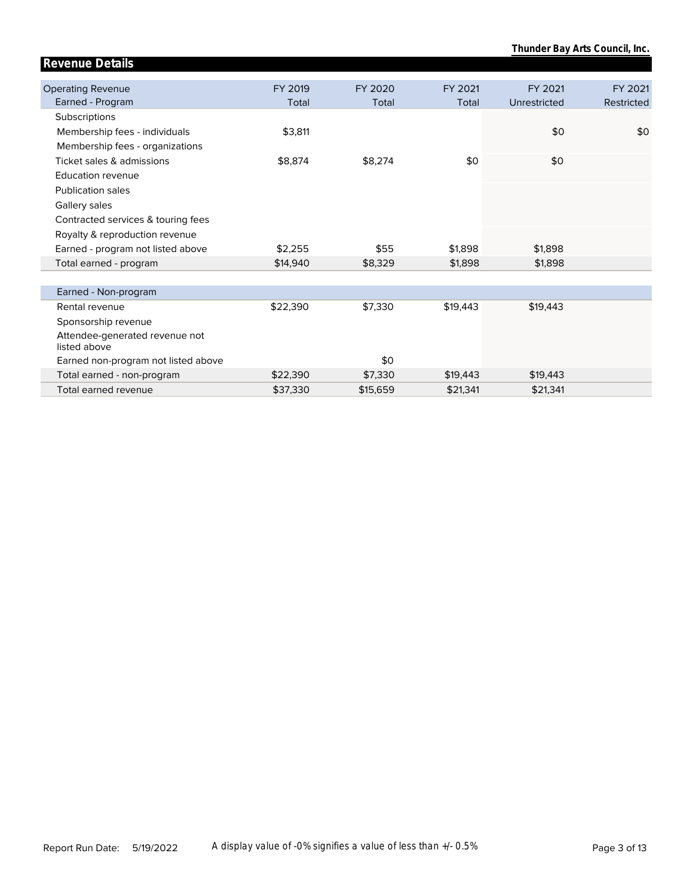## Revenue Details

| Operating Revenue<br>Earned - Program | FY 2019<br>Total | FY 2020<br>Total | FY 2021<br>Total | FY 2021<br>Unrestricted | FY 2021<br>Restricted |
|---|---|---|---|---|---|
| Subscriptions | | | | | |
| Membership fees - individuals | $3,811 | | | $0 | $0 |
| Membership fees - organizations | | | | | |
| Ticket sales & admissions | $8,874 | $8,274 | $0 | $0 | |
| Education revenue | | | | | |
| Publication sales | | | | | |
| Gallery sales | | | | | |
| Contracted services & touring fees | | | | | |
| Royalty & reproduction revenue | | | | | |
| Earned - program not listed above | $2,255 | $55 | $1,898 | $1,898 | |
| Total earned - program | $14,940 | $8,329 | $1,898 | $1,898 | |
| **Earned - Non-program** | | | | | |
| Rental revenue | $22,390 | $7,330 | $19,443 | $19,443 | |
| Sponsorship revenue | | | | | |
| Attendee-generated revenue not listed above | | | | | |
| Earned non-program not listed above | | $0 | | | |
| Total earned - non-program | $22,390 | $7,330 | $19,443 | $19,443 | |
| Total earned revenue | $37,330 | $15,659 | $21,341 | $21,341 | |

Report Run Date: 5/19/2022

A display value of -0% signifies a value of less than +/- 0.5%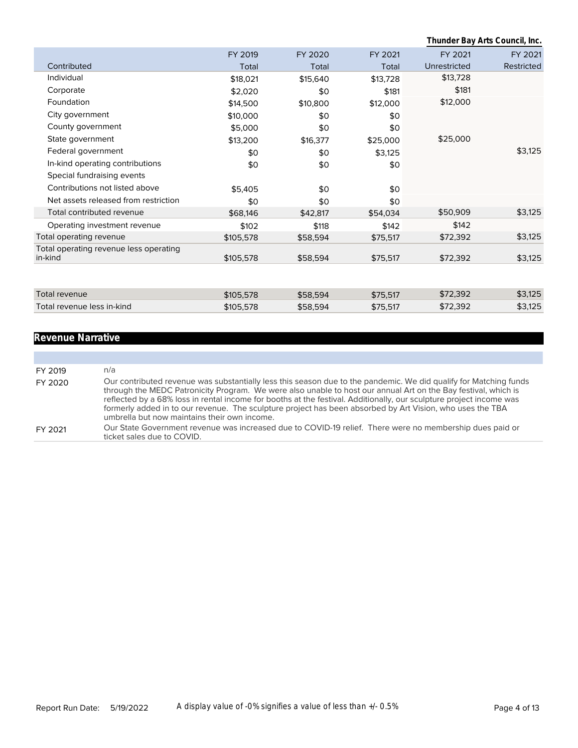| Contributed | FY 2019 Total | FY 2020 Total | FY 2021 Total | FY 2021 Unrestricted | FY 2021 Restricted |
|---|---|---|---|---|---|
| Individual | $18,021 | $15,640 | $13,728 | $13,728 | |
| Corporate | $2,020 | $0 | $181 | $181 | |
| Foundation | $14,500 | $10,800 | $12,000 | $12,000 | |
| City government | $10,000 | $0 | $0 | | |
| County government | $5,000 | $0 | $0 | | |
| State government | $13,200 | $16,377 | $25,000 | $25,000 | |
| Federal government | $0 | $0 | $3,125 | | $3,125 |
| In-kind operating contributions | $0 | $0 | $0 | | |
| Special fundraising events | | | | | |
| Contributions not listed above | $5,405 | $0 | $0 | | |
| Net assets released from restriction | $0 | $0 | $0 | | |
| Total contributed revenue | $68,146 | $42,817 | $54,034 | $50,909 | $3,125 |
| Operating investment revenue | $102 | $118 | $142 | $142 | |
| Total operating revenue | $105,578 | $58,594 | $75,517 | $72,392 | $3,125 |
| Total operating revenue less operating in-kind | $105,578 | $58,594 | $75,517 | $72,392 | $3,125 |
| Total revenue | $105,578 | $58,594 | $75,517 | $72,392 | $3,125 |
| Total revenue less in-kind | $105,578 | $58,594 | $75,517 | $72,392 | $3,125 |

## Revenue Narrative

| | |
|---|---|
| FY 2019 | n/a |
| FY 2020 | Our contributed revenue was substantially less this season due to the pandemic. We did qualify for Matching funds through the MEDC Patronicity Program. We were also unable to host our annual Art on the Bay festival, which is reflected by a 68% loss in rental income for booths at the festival. Additionally, our sculpture project income was formerly added in to our revenue. The sculpture project has been absorbed by Art Vision, who uses the TBA umbrella but now maintains their own income. |
| FY 2021 | Our State Government revenue was increased due to COVID-19 relief. There were no membership dues paid or ticket sales due to COVID. |

A display value of -0% signifies a value of less than +/- 0.5%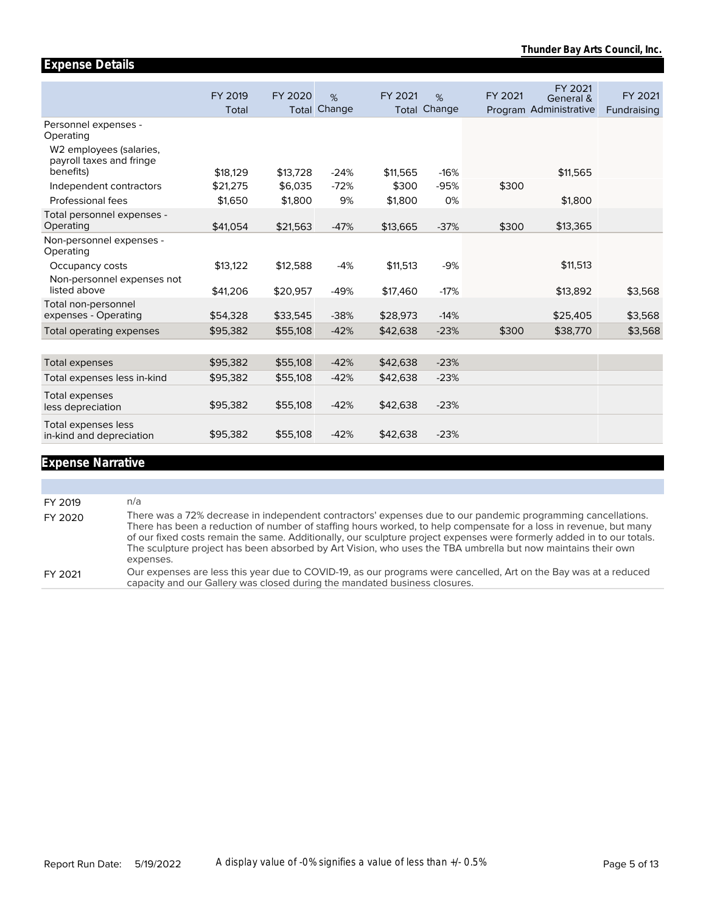## Expense Details

| | FY 2019 Total | FY 2020 Total | % Change | FY 2021 Total | % Change | FY 2021 Program | FY 2021 General & Administrative | FY 2021 Fundraising |
|---|---|---|---|---|---|---|---|---|
| Personnel expenses - Operating | | | | | | | | |
| W2 employees (salaries, payroll taxes and fringe benefits) | $18,129 | $13,728 | -24% | $11,565 | -16% | | $11,565 | |
| Independent contractors | $21,275 | $6,035 | -72% | $300 | -95% | $300 | | |
| Professional fees | $1,650 | $1,800 | 9% | $1,800 | 0% | | $1,800 | |
| Total personnel expenses - Operating | $41,054 | $21,563 | -47% | $13,665 | -37% | $300 | $13,365 | |
| Non-personnel expenses - Operating | | | | | | | | |
| Occupancy costs | $13,122 | $12,588 | -4% | $11,513 | -9% | | $11,513 | |
| Non-personnel expenses not listed above | $41,206 | $20,957 | -49% | $17,460 | -17% | | $13,892 | $3,568 |
| Total non-personnel expenses - Operating | $54,328 | $33,545 | -38% | $28,973 | -14% | | $25,405 | $3,568 |
| Total operating expenses | $95,382 | $55,108 | -42% | $42,638 | -23% | $300 | $38,770 | $3,568 |
| Total expenses | $95,382 | $55,108 | -42% | $42,638 | -23% | | | |
| Total expenses less in-kind | $95,382 | $55,108 | -42% | $42,638 | -23% | | | |
| Total expenses less depreciation | $95,382 | $55,108 | -42% | $42,638 | -23% | | | |
| Total expenses less in-kind and depreciation | $95,382 | $55,108 | -42% | $42,638 | -23% | | | |

## Expense Narrative

| | |
|---|---|
| FY 2019 | n/a |
| FY 2020 | There was a 72% decrease in independent contractors' expenses due to our pandemic programming cancellations. There has been a reduction of number of staffing hours worked, to help compensate for a loss in revenue, but many of our fixed costs remain the same. Additionally, our sculpture project expenses were formerly added in to our totals. The sculpture project has been absorbed by Art Vision, who uses the TBA umbrella but now maintains their own expenses. |
| FY 2021 | Our expenses are less this year due to COVID-19, as our programs were cancelled, Art on the Bay was at a reduced capacity and our Gallery was closed during the mandated business closures. |

A display value of -0% signifies a value of less than +/- 0.5%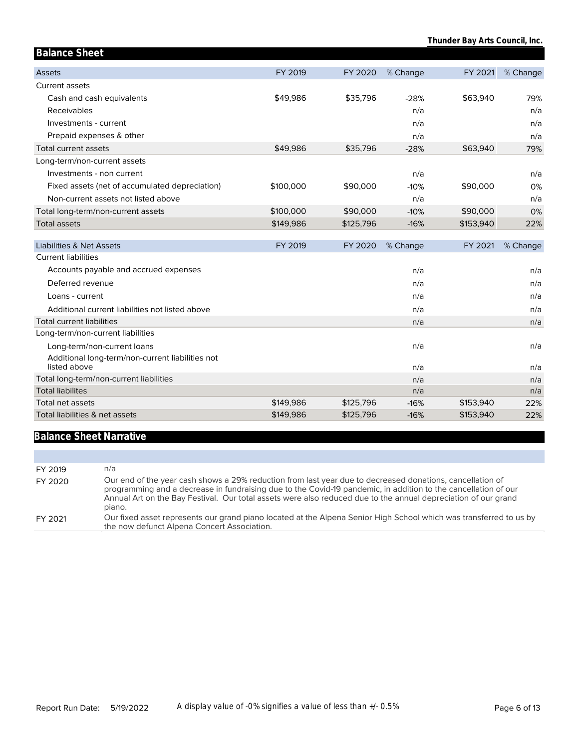## Balance Sheet

| Assets | FY 2019 | FY 2020 | % Change | FY 2021 | % Change |
|---|---|---|---|---|---|
| Current assets | | | | | |
| Cash and cash equivalents | $49,986 | $35,796 | -28% | $63,940 | 79% |
| Receivables | | | n/a | | n/a |
| Investments - current | | | n/a | | n/a |
| Prepaid expenses & other | | | n/a | | n/a |
| Total current assets | $49,986 | $35,796 | -28% | $63,940 | 79% |
| Long-term/non-current assets | | | | | |
| Investments - non current | | | n/a | | n/a |
| Fixed assets (net of accumulated depreciation) | $100,000 | $90,000 | -10% | $90,000 | 0% |
| Non-current assets not listed above | | | n/a | | n/a |
| Total long-term/non-current assets | $100,000 | $90,000 | -10% | $90,000 | 0% |
| Total assets | $149,986 | $125,796 | -16% | $153,940 | 22% |

| Liabilities & Net Assets | FY 2019 | FY 2020 | % Change | FY 2021 | % Change |
|---|---|---|---|---|---|
| Current liabilities | | | | | |
| Accounts payable and accrued expenses | | | n/a | | n/a |
| Deferred revenue | | | n/a | | n/a |
| Loans - current | | | n/a | | n/a |
| Additional current liabilities not listed above | | | n/a | | n/a |
| Total current liabilities | | | n/a | | n/a |
| Long-term/non-current liabilities | | | | | |
| Long-term/non-current loans | | | n/a | | n/a |
| Additional long-term/non-current liabilities not listed above | | | n/a | | n/a |
| Total long-term/non-current liabilities | | | n/a | | n/a |
| Total liabilites | | | n/a | | n/a |
| Total net assets | $149,986 | $125,796 | -16% | $153,940 | 22% |
| Total liabilities & net assets | $149,986 | $125,796 | -16% | $153,940 | 22% |

## Balance Sheet Narrative

| | |
|---|---|
| FY 2019 | n/a |
| FY 2020 | Our end of the year cash shows a 29% reduction from last year due to decreased donations, cancellation of programming and a decrease in fundraising due to the Covid-19 pandemic, in addition to the cancellation of our Annual Art on the Bay Festival. Our total assets were also reduced due to the annual depreciation of our grand piano. |
| FY 2021 | Our fixed asset represents our grand piano located at the Alpena Senior High School which was transferred to us by the now defunct Alpena Concert Association. |

A display value of -0% signifies a value of less than +/- 0.5%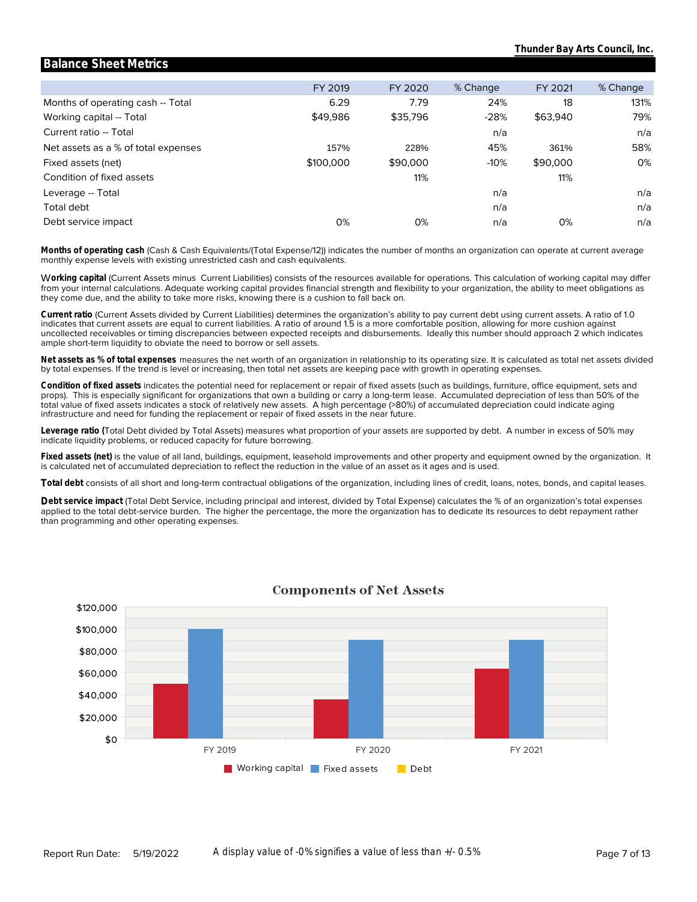## Balance Sheet Metrics

| | FY 2019 | FY 2020 | % Change | FY 2021 | % Change |
|---|---|---|---|---|---|
| Months of operating cash -- Total | 6.29 | 7.79 | 24% | 18 | 131% |
| Working capital -- Total | $49,986 | $35,796 | -28% | $63,940 | 79% |
| Current ratio -- Total | | | n/a | | n/a |
| Net assets as a % of total expenses | 157% | 228% | 45% | 361% | 58% |
| Fixed assets (net) | $100,000 | $90,000 | -10% | $90,000 | 0% |
| Condition of fixed assets | | 11% | | 11% | |
| Leverage -- Total | | | n/a | | n/a |
| Total debt | | | n/a | | n/a |
| Debt service impact | 0% | 0% | n/a | 0% | n/a |

**Months of operating cash** (Cash & Cash Equivalents/(Total Expense/12)) indicates the number of months an organization can operate at current average monthly expense levels with existing unrestricted cash and cash equivalents.

**Working capital** (Current Assets minus Current Liabilities) consists of the resources available for operations. This calculation of working capital may differ from your internal calculations. Adequate working capital provides financial strength and flexibility to your organization, the ability to meet obligations as they come due, and the ability to take more risks, knowing there is a cushion to fall back on.

**Current ratio** (Current Assets divided by Current Liabilities) determines the organization's ability to pay current debt using current assets. A ratio of 1.0 indicates that current assets are equal to current liabilities. A ratio of around 1.5 is a more comfortable position, allowing for more cushion against uncollected receivables or timing discrepancies between expected receipts and disbursements. Ideally this number should approach 2 which indicates ample short-term liquidity to obviate the need to borrow or sell assets.

**Net assets as % of total expenses** measures the net worth of an organization in relationship to its operating size. It is calculated as total net assets divided by total expenses. If the trend is level or increasing, then total net assets are keeping pace with growth in operating expenses.

**Condition of fixed assets** indicates the potential need for replacement or repair of fixed assets (such as buildings, furniture, office equipment, sets and props). This is especially significant for organizations that own a building or carry a long-term lease. Accumulated depreciation of less than 50% of the total value of fixed assets indicates a stock of relatively new assets. A high percentage (>80%) of accumulated depreciation could indicate aging infrastructure and need for funding the replacement or repair of fixed assets in the near future.

**Leverage ratio (**Total Debt divided by Total Assets) measures what proportion of your assets are supported by debt. A number in excess of 50% may indicate liquidity problems, or reduced capacity for future borrowing.

**Fixed assets (net)** is the value of all land, buildings, equipment, leasehold improvements and other property and equipment owned by the organization. It is calculated net of accumulated depreciation to reflect the reduction in the value of an asset as it ages and is used.

**Total debt** consists of all short and long-term contractual obligations of the organization, including lines of credit, loans, notes, bonds, and capital leases.

**Debt service impact** (Total Debt Service, including principal and interest, divided by Total Expense) calculates the % of an organization's total expenses applied to the total debt-service burden. The higher the percentage, the more the organization has to dedicate its resources to debt repayment rather than programming and other operating expenses.

### Components of Net Assets

| | Working capital | Fixed assets | Debt |
|---|---|---|---|
| FY 2019 | $49,986 | $100,000 | |
| FY 2020 | $35,796 | $90,000 | |
| FY 2021 | $63,940 | $90,000 | |

A display value of -0% signifies a value of less than +/- 0.5%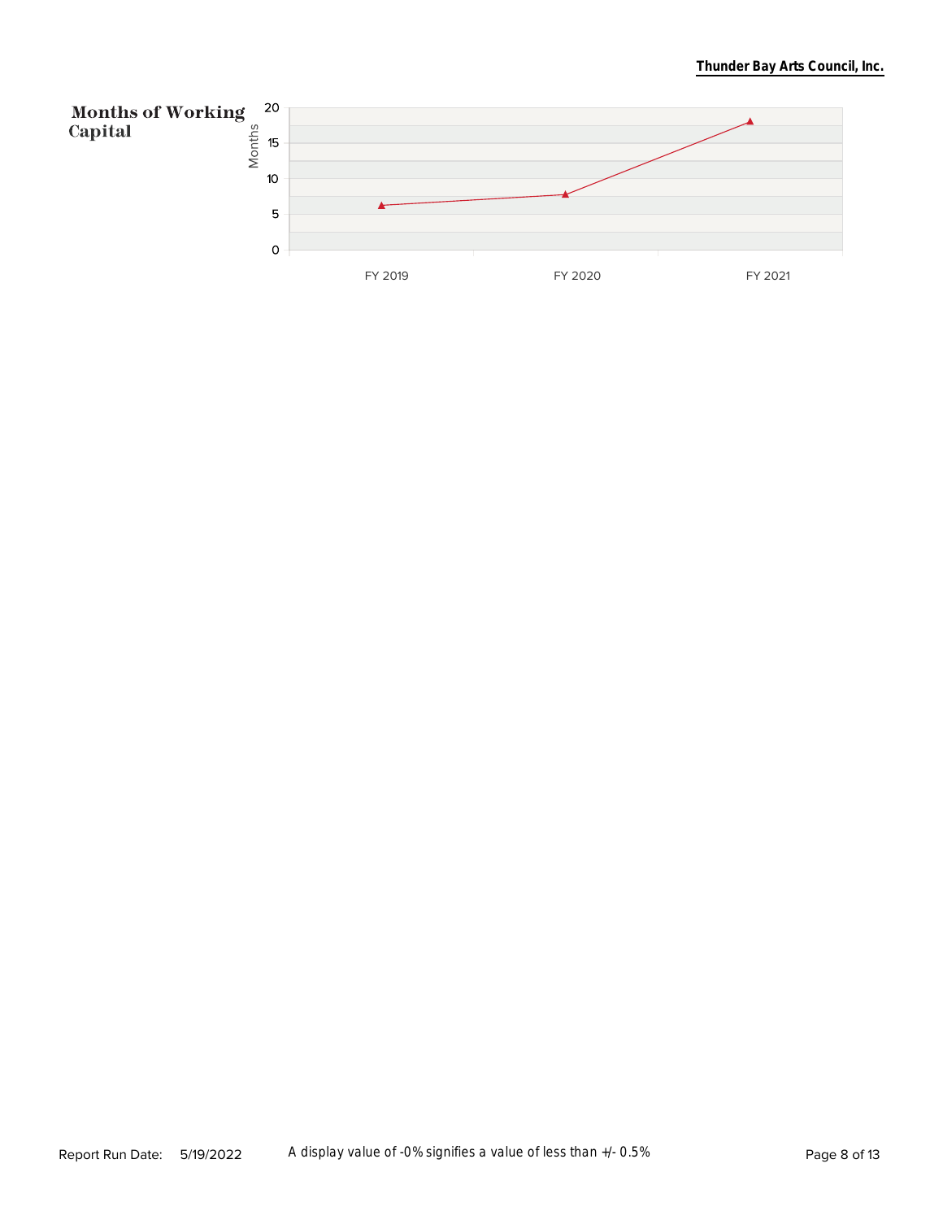## Months of Working Capital

Months

20
15
10
5
0

FY 2019 FY 2020 FY 2021

A display value of -0% signifies a value of less than +/- 0.5%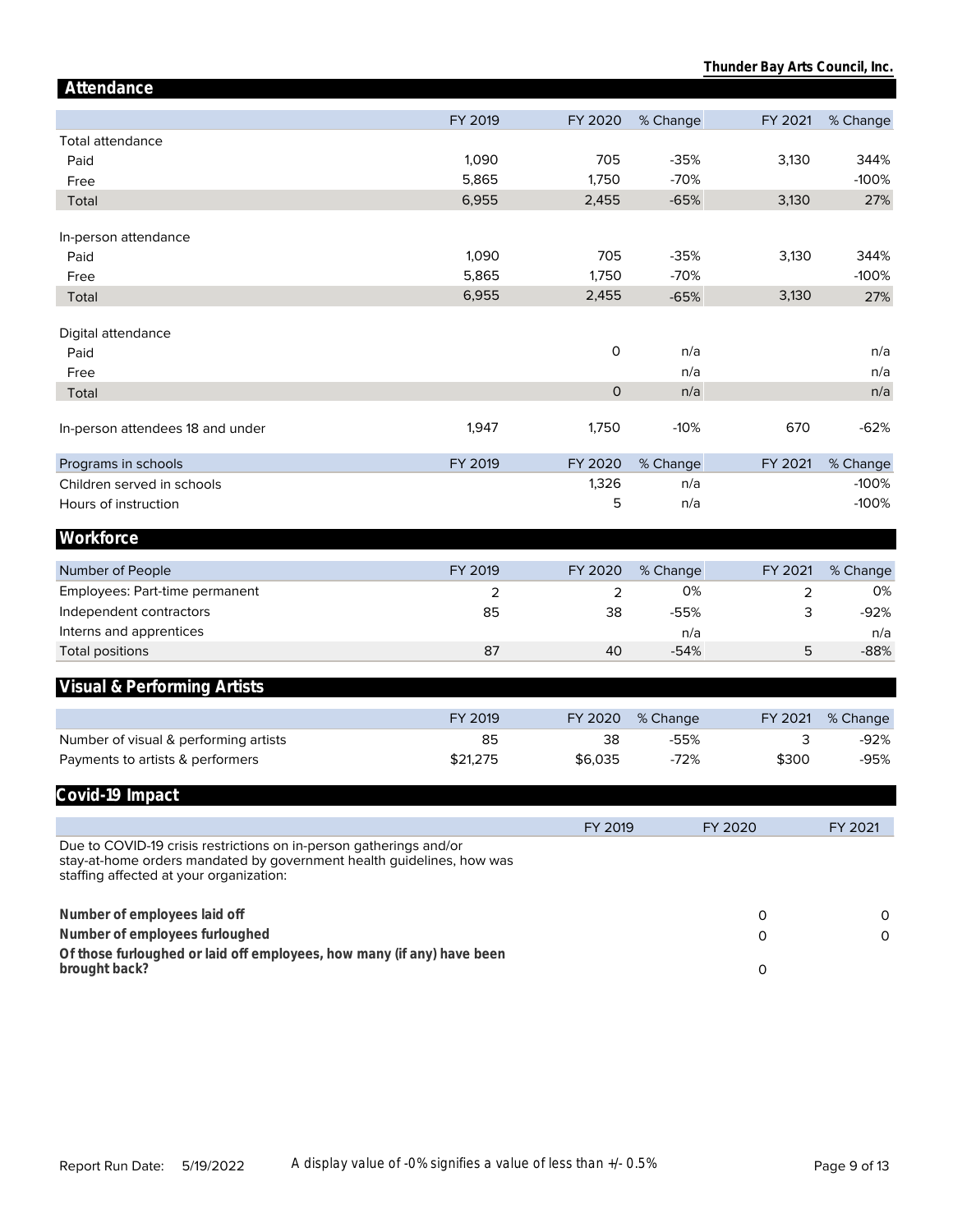**Thunder Bay Arts Council, Inc.**

## Attendance

| | FY 2019 | FY 2020 | % Change | FY 2021 | % Change |
|---|---|---|---|---|---|
| Total attendance | | | | | |
| Paid | 1,090 | 705 | -35% | 3,130 | 344% |
| Free | 5,865 | 1,750 | -70% | | -100% |
| Total | 6,955 | 2,455 | -65% | 3,130 | 27% |
| | | | | | |
| In-person attendance | | | | | |
| Paid | 1,090 | 705 | -35% | 3,130 | 344% |
| Free | 5,865 | 1,750 | -70% | | -100% |
| Total | 6,955 | 2,455 | -65% | 3,130 | 27% |
| | | | | | |
| Digital attendance | | | | | |
| Paid | | 0 | n/a | | n/a |
| Free | | | n/a | | n/a |
| Total | | 0 | n/a | | n/a |
| | | | | | |
| In-person attendees 18 and under | 1,947 | 1,750 | -10% | 670 | -62% |

| Programs in schools | FY 2019 | FY 2020 | % Change | FY 2021 | % Change |
|---|---|---|---|---|---|
| Children served in schools | | 1,326 | n/a | | -100% |
| Hours of instruction | | 5 | n/a | | -100% |

## Workforce

| Number of People | FY 2019 | FY 2020 | % Change | FY 2021 | % Change |
|---|---|---|---|---|---|
| Employees: Part-time permanent | 2 | 2 | 0% | 2 | 0% |
| Independent contractors | 85 | 38 | -55% | 3 | -92% |
| Interns and apprentices | | | n/a | | n/a |
| Total positions | 87 | 40 | -54% | 5 | -88% |

## Visual & Performing Artists

| | FY 2019 | FY 2020 | % Change | FY 2021 | % Change |
|---|---|---|---|---|---|
| Number of visual & performing artists | 85 | 38 | -55% | 3 | -92% |
| Payments to artists & performers | $21,275 | $6,035 | -72% | $300 | -95% |

## Covid-19 Impact

| | FY 2019 | FY 2020 | FY 2021 |
|---|---|---|---|
| Due to COVID-19 crisis restrictions on in-person gatherings and/or stay-at-home orders mandated by government health guidelines, how was staffing affected at your organization: | | | |
| **Number of employees laid off** | | 0 | 0 |
| **Number of employees furloughed** | | 0 | 0 |
| **Of those furloughed or laid off employees, how many (if any) have been brought back?** | | 0 | |

Report Run Date: 5/19/2022

A display value of -0% signifies a value of less than +/- 0.5%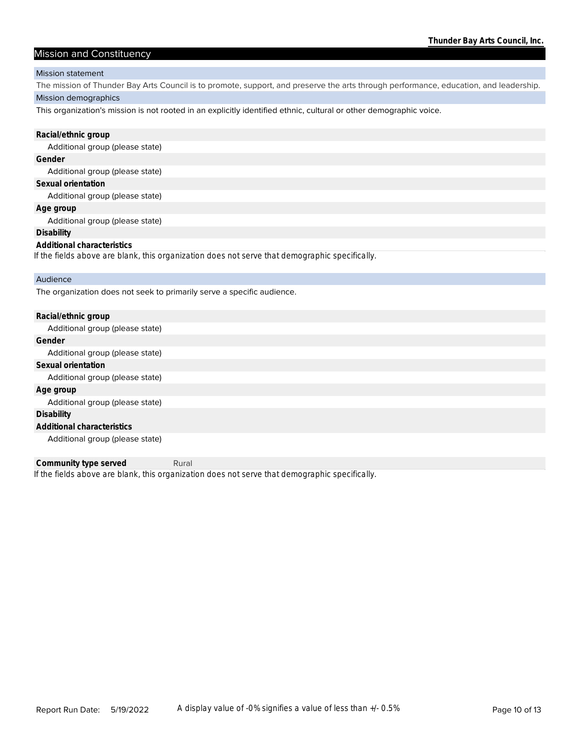## Mission and Constituency

**Mission statement**

The mission of Thunder Bay Arts Council is to promote, support, and preserve the arts through performance, education, and leadership.

**Mission demographics**

This organization's mission is not rooted in an explicitly identified ethnic, cultural or other demographic voice.

**Racial/ethnic group**

Additional group (please state)

**Gender**

Additional group (please state)

**Sexual orientation**

Additional group (please state)

**Age group**

Additional group (please state)

**Disability**

**Additional characteristics**

*If the fields above are blank, this organization does not serve that demographic specifically.*

**Audience**

The organization does not seek to primarily serve a specific audience.

**Racial/ethnic group**

Additional group (please state)

**Gender**

Additional group (please state)

**Sexual orientation**

Additional group (please state)

**Age group**

Additional group (please state)

**Disability**

**Additional characteristics**

Additional group (please state)

**Community type served** Rural

*If the fields above are blank, this organization does not serve that demographic specifically.*

Report Run Date: 5/19/2022

A display value of -0% signifies a value of less than +/- 0.5%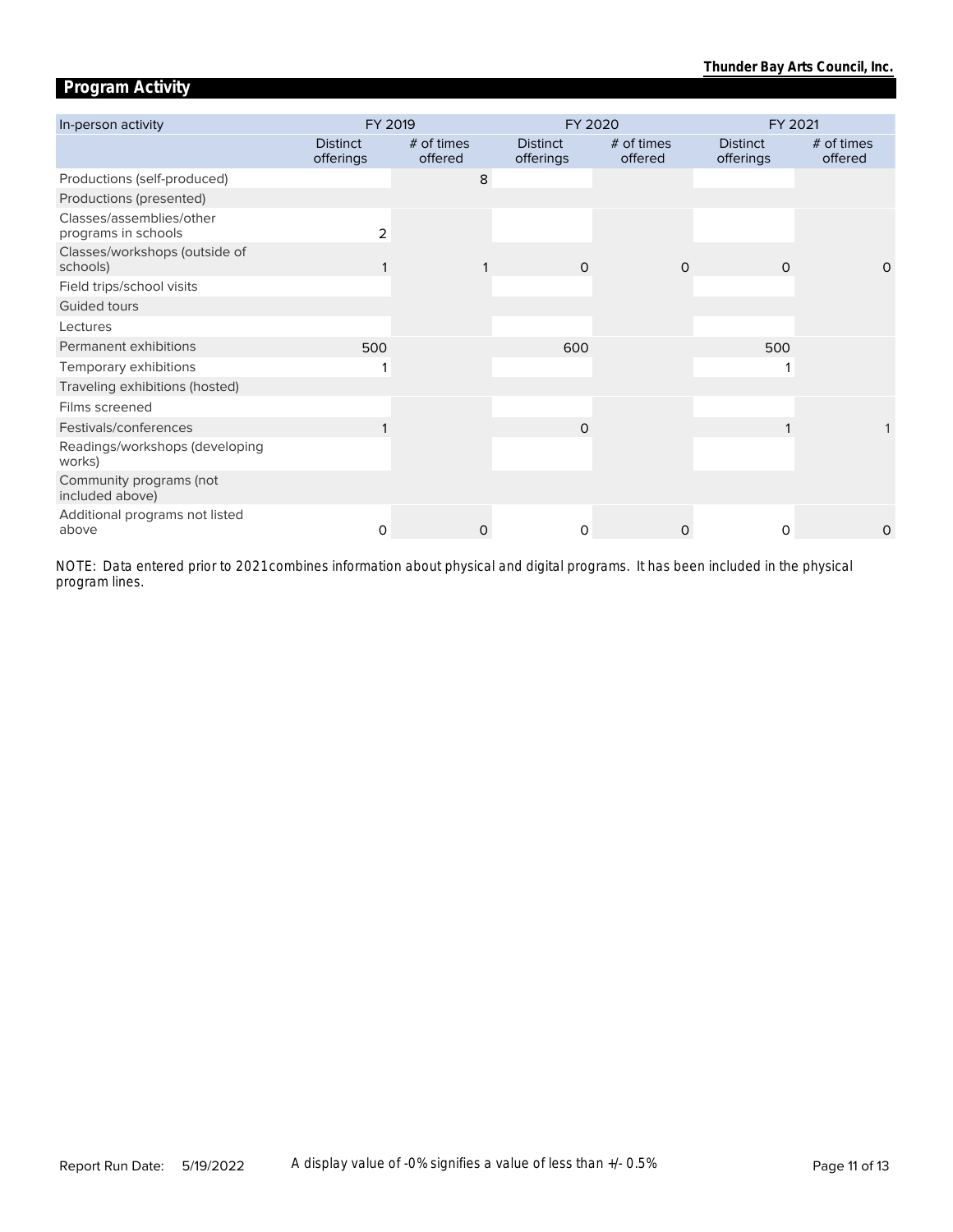## Program Activity

| In-person activity | FY 2019 | | FY 2020 | | FY 2021 | |
|---|---|---|---|---|---|---|
| | Distinct offerings | # of times offered | Distinct offerings | # of times offered | Distinct offerings | # of times offered |
| Productions (self-produced) | | 8 | | | | |
| Productions (presented) | | | | | | |
| Classes/assemblies/other programs in schools | 2 | | | | | |
| Classes/workshops (outside of schools) | 1 | 1 | 0 | 0 | 0 | 0 |
| Field trips/school visits | | | | | | |
| Guided tours | | | | | | |
| Lectures | | | | | | |
| Permanent exhibitions | 500 | | 600 | | 500 | |
| Temporary exhibitions | 1 | | | | 1 | |
| Traveling exhibitions (hosted) | | | | | | |
| Films screened | | | | | | |
| Festivals/conferences | 1 | | 0 | | 1 | 1 |
| Readings/workshops (developing works) | | | | | | |
| Community programs (not included above) | | | | | | |
| Additional programs not listed above | 0 | 0 | 0 | 0 | 0 | 0 |

NOTE: Data entered prior to 2021 combines information about physical and digital programs. It has been included in the physical program lines.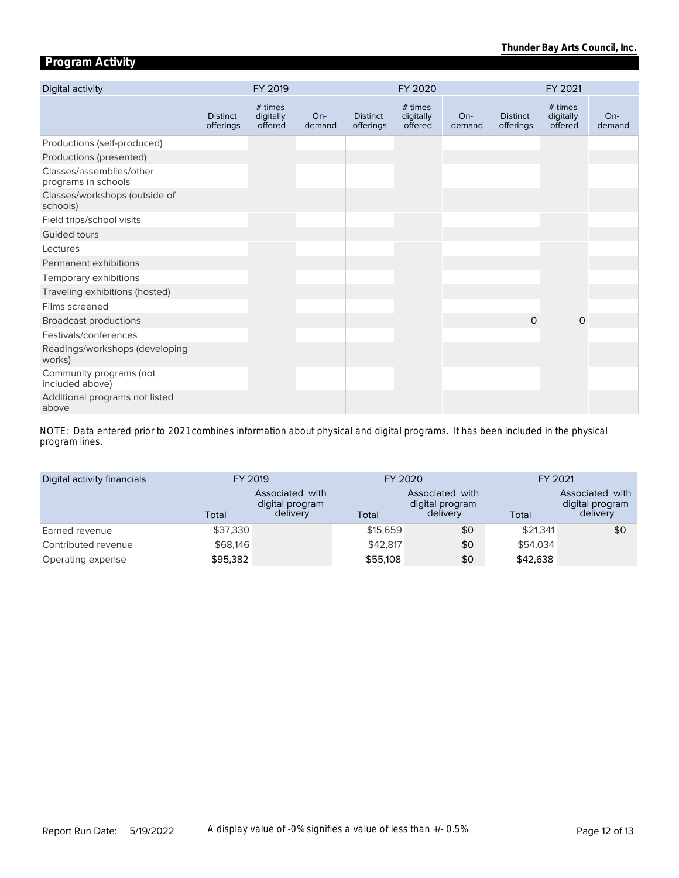## Program Activity

| Digital activity | FY 2019 | | | FY 2020 | | | FY 2021 | | |
|---|---|---|---|---|---|---|---|---|---|
| | Distinct offerings | # times digitally offered | On-demand | Distinct offerings | # times digitally offered | On-demand | Distinct offerings | # times digitally offered | On-demand |
| Productions (self-produced) | | | | | | | | | |
| Productions (presented) | | | | | | | | | |
| Classes/assemblies/other programs in schools | | | | | | | | | |
| Classes/workshops (outside of schools) | | | | | | | | | |
| Field trips/school visits | | | | | | | | | |
| Guided tours | | | | | | | | | |
| Lectures | | | | | | | | | |
| Permanent exhibitions | | | | | | | | | |
| Temporary exhibitions | | | | | | | | | |
| Traveling exhibitions (hosted) | | | | | | | | | |
| Films screened | | | | | | | | | |
| Broadcast productions | | | | | | | 0 | 0 | |
| Festivals/conferences | | | | | | | | | |
| Readings/workshops (developing works) | | | | | | | | | |
| Community programs (not included above) | | | | | | | | | |
| Additional programs not listed above | | | | | | | | | |

NOTE: Data entered prior to 2021 combines information about physical and digital programs. It has been included in the physical program lines.

| Digital activity financials | FY 2019 | | FY 2020 | | FY 2021 | |
|---|---|---|---|---|---|---|
| | Total | Associated with digital program delivery | Total | Associated with digital program delivery | Total | Associated with digital program delivery |
| Earned revenue | $37,330 | | $15,659 | $0 | $21,341 | $0 |
| Contributed revenue | $68,146 | | $42,817 | $0 | $54,034 | |
| Operating expense | $95,382 | | $55,108 | $0 | $42,638 | |

Report Run Date: 5/19/2022

A display value of -0% signifies a value of less than +/- 0.5%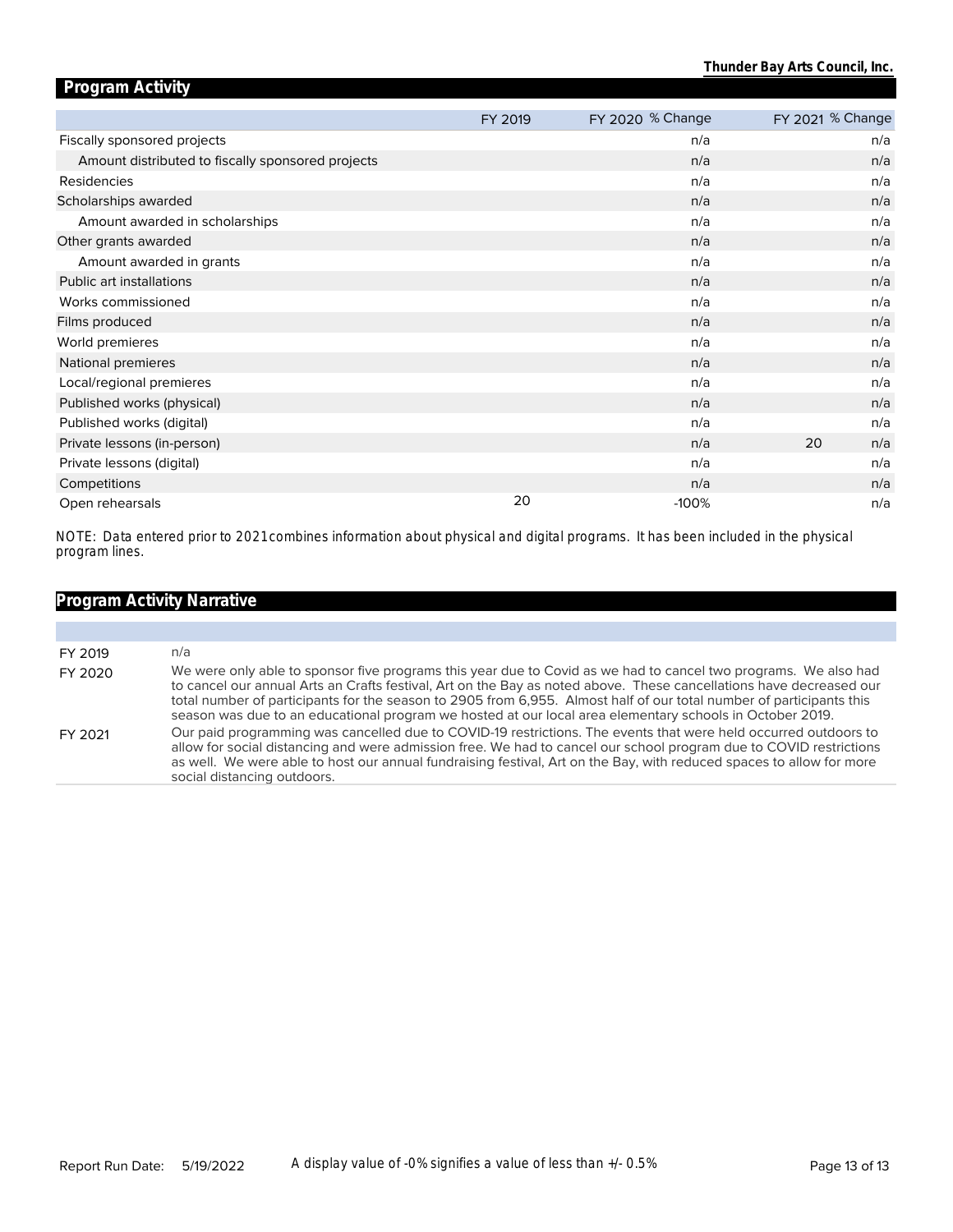## Program Activity

| | FY 2019 | FY 2020 | % Change | FY 2021 | % Change |
|---|---|---|---|---|---|
| Fiscally sponsored projects | | | n/a | | n/a |
| Amount distributed to fiscally sponsored projects | | | n/a | | n/a |
| Residencies | | | n/a | | n/a |
| Scholarships awarded | | | n/a | | n/a |
| Amount awarded in scholarships | | | n/a | | n/a |
| Other grants awarded | | | n/a | | n/a |
| Amount awarded in grants | | | n/a | | n/a |
| Public art installations | | | n/a | | n/a |
| Works commissioned | | | n/a | | n/a |
| Films produced | | | n/a | | n/a |
| World premieres | | | n/a | | n/a |
| National premieres | | | n/a | | n/a |
| Local/regional premieres | | | n/a | | n/a |
| Published works (physical) | | | n/a | | n/a |
| Published works (digital) | | | n/a | | n/a |
| Private lessons (in-person) | | | n/a | 20 | n/a |
| Private lessons (digital) | | | n/a | | n/a |
| Competitions | | | n/a | | n/a |
| Open rehearsals | 20 | | -100% | | n/a |

NOTE: Data entered prior to 2021 combines information about physical and digital programs. It has been included in the physical program lines.

## Program Activity Narrative

| | |
|---|---|
| FY 2019 | n/a |
| FY 2020 | We were only able to sponsor five programs this year due to Covid as we had to cancel two programs. We also had to cancel our annual Arts an Crafts festival, Art on the Bay as noted above. These cancellations have decreased our total number of participants for the season to 2905 from 6,955. Almost half of our total number of participants this season was due to an educational program we hosted at our local area elementary schools in October 2019. |
| FY 2021 | Our paid programming was cancelled due to COVID-19 restrictions. The events that were held occurred outdoors to allow for social distancing and were admission free. We had to cancel our school program due to COVID restrictions as well. We were able to host our annual fundraising festival, Art on the Bay, with reduced spaces to allow for more social distancing outdoors. |

Report Run Date: 5/19/2022

A display value of -0% signifies a value of less than +/- 0.5%